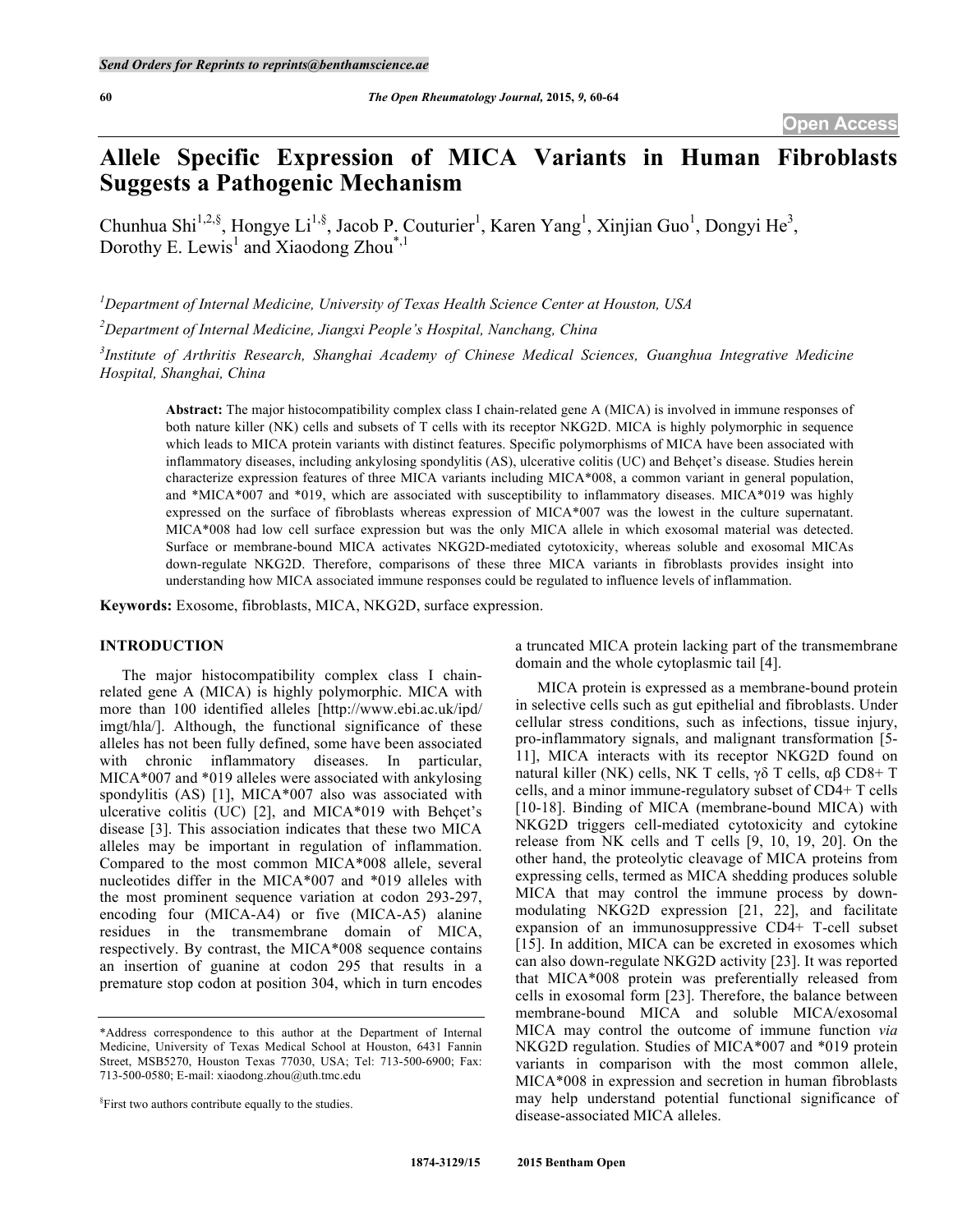# Allele Specific Expression of MICA Variants in Human Fibroblasts Suggests a Pathogenic Mechanism

Chunhua Shi[1,2,§], Hongye Li[1,§], Jacob P. Couturier[1], Karen Yang[1], Xinjian Guo[1], Dongyi He[3], Dorothy E. Lewis[1] and Xiaodong Zhou[*,1]

[1]Department of Internal Medicine, University of Texas Health Science Center at Houston, USA

[2]Department of Internal Medicine, Jiangxi People's Hospital, Nanchang, China

[3]Institute of Arthritis Research, Shanghai Academy of Chinese Medical Sciences, Guanghua Integrative Medicine Hospital, Shanghai, China

**Abstract:** The major histocompatibility complex class I chain-related gene A (MICA) is involved in immune responses of both nature killer (NK) cells and subsets of T cells with its receptor NKG2D. MICA is highly polymorphic in sequence which leads to MICA protein variants with distinct features. Specific polymorphisms of MICA have been associated with inflammatory diseases, including ankylosing spondylitis (AS), ulcerative colitis (UC) and Behçet's disease. Studies herein characterize expression features of three MICA variants including MICA*008, a common variant in general population, and *MICA*007 and *019, which are associated with susceptibility to inflammatory diseases. MICA*019 was highly expressed on the surface of fibroblasts whereas expression of MICA*007 was the lowest in the culture supernatant. MICA*008 had low cell surface expression but was the only MICA allele in which exosomal material was detected. Surface or membrane-bound MICA activates NKG2D-mediated cytotoxicity, whereas soluble and exosomal MICAs down-regulate NKG2D. Therefore, comparisons of these three MICA variants in fibroblasts provides insight into understanding how MICA associated immune responses could be regulated to influence levels of inflammation.

**Keywords:** Exosome, fibroblasts, MICA, NKG2D, surface expression.

## INTRODUCTION

The major histocompatibility complex class I chain-related gene A (MICA) is highly polymorphic. MICA with more than 100 identified alleles [http://www.ebi.ac.uk/ipd/imgt/hla/]. Although, the functional significance of these alleles has not been fully defined, some have been associated with chronic inflammatory diseases. In particular, MICA*007 and *019 alleles were associated with ankylosing spondylitis (AS) [1], MICA*007 also was associated with ulcerative colitis (UC) [2], and MICA*019 with Behçet's disease [3]. This association indicates that these two MICA alleles may be important in regulation of inflammation. Compared to the most common MICA*008 allele, several nucleotides differ in the MICA*007 and *019 alleles with the most prominent sequence variation at codon 293-297, encoding four (MICA-A4) or five (MICA-A5) alanine residues in the transmembrane domain of MICA, respectively. By contrast, the MICA*008 sequence contains an insertion of guanine at codon 295 that results in a premature stop codon at position 304, which in turn encodes a truncated MICA protein lacking part of the transmembrane domain and the whole cytoplasmic tail [4].

MICA protein is expressed as a membrane-bound protein in selective cells such as gut epithelial and fibroblasts. Under cellular stress conditions, such as infections, tissue injury, pro-inflammatory signals, and malignant transformation [5-11], MICA interacts with its receptor NKG2D found on natural killer (NK) cells, NK T cells, γδ T cells, αβ CD8+ T cells, and a minor immune-regulatory subset of CD4+ T cells [10-18]. Binding of MICA (membrane-bound MICA) with NKG2D triggers cell-mediated cytotoxicity and cytokine release from NK cells and T cells [9, 10, 19, 20]. On the other hand, the proteolytic cleavage of MICA proteins from expressing cells, termed as MICA shedding produces soluble MICA that may control the immune process by down-modulating NKG2D expression [21, 22], and facilitate expansion of an immunosuppressive CD4+ T-cell subset [15]. In addition, MICA can be excreted in exosomes which can also down-regulate NKG2D activity [23]. It was reported that MICA*008 protein was preferentially released from cells in exosomal form [23]. Therefore, the balance between membrane-bound MICA and soluble MICA/exosomal MICA may control the outcome of immune function *via* NKG2D regulation. Studies of MICA*007 and *019 protein variants in comparison with the most common allele, MICA*008 in expression and secretion in human fibroblasts may help understand potential functional significance of disease-associated MICA alleles.

*Address correspondence to this author at the Department of Internal Medicine, University of Texas Medical School at Houston, 6431 Fannin Street, MSB5270, Houston Texas 77030, USA; Tel: 713-500-6900; Fax: 713-500-0580; E-mail: xiaodong.zhou@uth.tmc.edu

§First two authors contribute equally to the studies.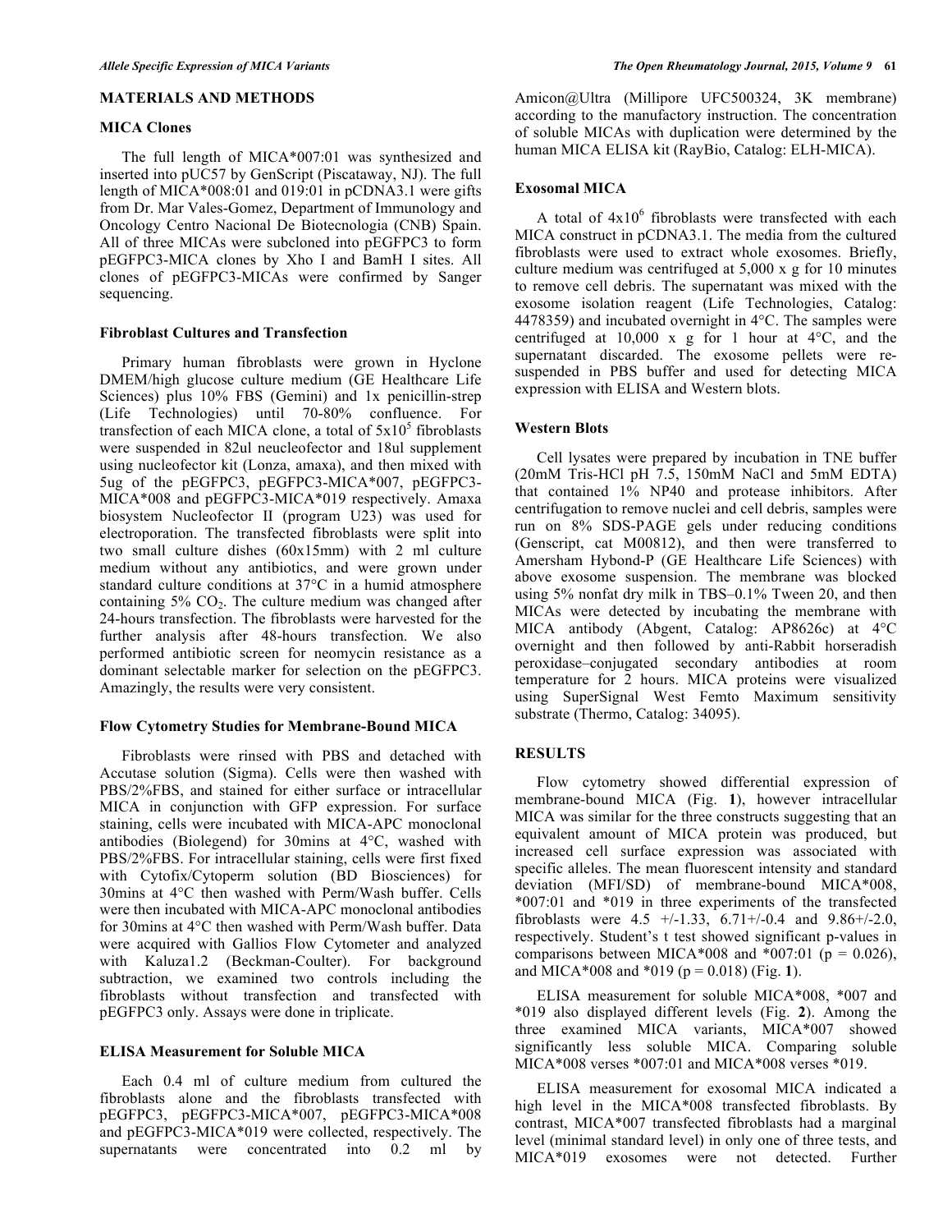## MATERIALS AND METHODS

### MICA Clones

The full length of MICA*007:01 was synthesized and inserted into pUC57 by GenScript (Piscataway, NJ). The full length of MICA*008:01 and 019:01 in pCDNA3.1 were gifts from Dr. Mar Vales-Gomez, Department of Immunology and Oncology Centro Nacional De Biotecnologia (CNB) Spain. All of three MICAs were subcloned into pEGFPC3 to form pEGFPC3-MICA clones by Xho I and BamH I sites. All clones of pEGFPC3-MICAs were confirmed by Sanger sequencing.

### Fibroblast Cultures and Transfection

Primary human fibroblasts were grown in Hyclone DMEM/high glucose culture medium (GE Healthcare Life Sciences) plus 10% FBS (Gemini) and 1x penicillin-strep (Life Technologies) until 70-80% confluence. For transfection of each MICA clone, a total of $5x10^5$ fibroblasts were suspended in 82ul neucleofector and 18ul supplement using nucleofector kit (Lonza, amaxa), and then mixed with 5ug of the pEGFPC3, pEGFPC3-MICA*007, pEGFPC3-MICA*008 and pEGFPC3-MICA*019 respectively. Amaxa biosystem Nucleofector II (program U23) was used for electroporation. The transfected fibroblasts were split into two small culture dishes (60x15mm) with 2 ml culture medium without any antibiotics, and were grown under standard culture conditions at 37°C in a humid atmosphere containing 5% $CO_2$. The culture medium was changed after 24-hours transfection. The fibroblasts were harvested for the further analysis after 48-hours transfection. We also performed antibiotic screen for neomycin resistance as a dominant selectable marker for selection on the pEGFPC3. Amazingly, the results were very consistent.

### Flow Cytometry Studies for Membrane-Bound MICA

Fibroblasts were rinsed with PBS and detached with Accutase solution (Sigma). Cells were then washed with PBS/2%FBS, and stained for either surface or intracellular MICA in conjunction with GFP expression. For surface staining, cells were incubated with MICA-APC monoclonal antibodies (Biolegend) for 30mins at 4°C, washed with PBS/2%FBS. For intracellular staining, cells were first fixed with Cytofix/Cytoperm solution (BD Biosciences) for 30mins at 4°C then washed with Perm/Wash buffer. Cells were then incubated with MICA-APC monoclonal antibodies for 30mins at 4°C then washed with Perm/Wash buffer. Data were acquired with Gallios Flow Cytometer and analyzed with Kaluza1.2 (Beckman-Coulter). For background subtraction, we examined two controls including the fibroblasts without transfection and transfected with pEGFPC3 only. Assays were done in triplicate.

### ELISA Measurement for Soluble MICA

Each 0.4 ml of culture medium from cultured the fibroblasts alone and the fibroblasts transfected with pEGFPC3, pEGFPC3-MICA*007, pEGFPC3-MICA*008 and pEGFPC3-MICA*019 were collected, respectively. The supernatants were concentrated into 0.2 ml by Amicon@Ultra (Millipore UFC500324, 3K membrane) according to the manufactory instruction. The concentration of soluble MICAs with duplication were determined by the human MICA ELISA kit (RayBio, Catalog: ELH-MICA).

### Exosomal MICA

A total of $4x10^6$ fibroblasts were transfected with each MICA construct in pCDNA3.1. The media from the cultured fibroblasts were used to extract whole exosomes. Briefly, culture medium was centrifuged at 5,000 x g for 10 minutes to remove cell debris. The supernatant was mixed with the exosome isolation reagent (Life Technologies, Catalog: 4478359) and incubated overnight in 4°C. The samples were centrifuged at 10,000 x g for 1 hour at 4°C, and the supernatant discarded. The exosome pellets were re-suspended in PBS buffer and used for detecting MICA expression with ELISA and Western blots.

### Western Blots

Cell lysates were prepared by incubation in TNE buffer (20mM Tris-HCl pH 7.5, 150mM NaCl and 5mM EDTA) that contained 1% NP40 and protease inhibitors. After centrifugation to remove nuclei and cell debris, samples were run on 8% SDS-PAGE gels under reducing conditions (Genscript, cat M00812), and then were transferred to Amersham Hybond-P (GE Healthcare Life Sciences) with above exosome suspension. The membrane was blocked using 5% nonfat dry milk in TBS–0.1% Tween 20, and then MICAs were detected by incubating the membrane with MICA antibody (Abgent, Catalog: AP8626c) at 4°C overnight and then followed by anti-Rabbit horseradish peroxidase–conjugated secondary antibodies at room temperature for 2 hours. MICA proteins were visualized using SuperSignal West Femto Maximum sensitivity substrate (Thermo, Catalog: 34095).

## RESULTS

Flow cytometry showed differential expression of membrane-bound MICA (Fig. **1**), however intracellular MICA was similar for the three constructs suggesting that an equivalent amount of MICA protein was produced, but increased cell surface expression was associated with specific alleles. The mean fluorescent intensity and standard deviation (MFI/SD) of membrane-bound MICA*008, *007:01 and *019 in three experiments of the transfected fibroblasts were 4.5 +/-1.33, 6.71+/-0.4 and 9.86+/-2.0, respectively. Student's t test showed significant p-values in comparisons between MICA*008 and *007:01 ($p = 0.026$), and MICA*008 and *019 ($p = 0.018$) (Fig. **1**).

ELISA measurement for soluble MICA*008, *007 and *019 also displayed different levels (Fig. **2**). Among the three examined MICA variants, MICA*007 showed significantly less soluble MICA. Comparing soluble MICA*008 verses *007:01 and MICA*008 verses *019.

ELISA measurement for exosomal MICA indicated a high level in the MICA*008 transfected fibroblasts. By contrast, MICA*007 transfected fibroblasts had a marginal level (minimal standard level) in only one of three tests, and MICA*019 exosomes were not detected. Further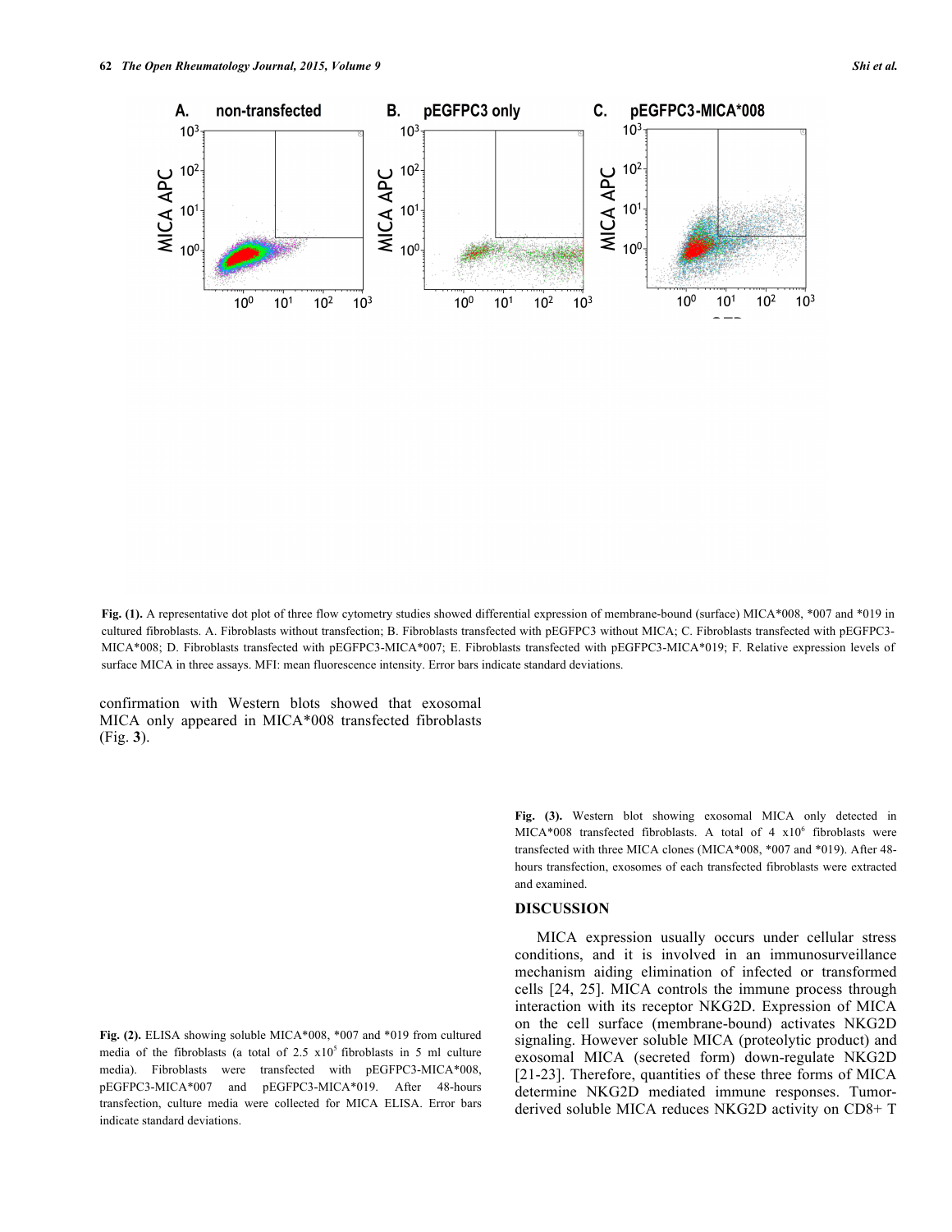**Fig. (1).** A representative dot plot of three flow cytometry studies showed differential expression of membrane-bound (surface) MICA*008, *007 and *019 in cultured fibroblasts. A. Fibroblasts without transfection; B. Fibroblasts transfected with pEGFPC3 without MICA; C. Fibroblasts transfected with pEGFPC3-MICA*008; D. Fibroblasts transfected with pEGFPC3-MICA*007; E. Fibroblasts transfected with pEGFPC3-MICA*019; F. Relative expression levels of surface MICA in three assays. MFI: mean fluorescence intensity. Error bars indicate standard deviations.

confirmation with Western blots showed that exosomal MICA only appeared in MICA*008 transfected fibroblasts (Fig. **3**).

**Fig. (2).** ELISA showing soluble MICA*008, *007 and *019 from cultured media of the fibroblasts (a total of 2.5 x$10^5$ fibroblasts in 5 ml culture media). Fibroblasts were transfected with pEGFPC3-MICA*008, pEGFPC3-MICA*007 and pEGFPC3-MICA*019. After 48-hours transfection, culture media were collected for MICA ELISA. Error bars indicate standard deviations.

**Fig. (3).** Western blot showing exosomal MICA only detected in MICA*008 transfected fibroblasts. A total of 4 x$10^6$ fibroblasts were transfected with three MICA clones (MICA*008, *007 and *019). After 48-hours transfection, exosomes of each transfected fibroblasts were extracted and examined.

## DISCUSSION

MICA expression usually occurs under cellular stress conditions, and it is involved in an immunosurveillance mechanism aiding elimination of infected or transformed cells [24, 25]. MICA controls the immune process through interaction with its receptor NKG2D. Expression of MICA on the cell surface (membrane-bound) activates NKG2D signaling. However soluble MICA (proteolytic product) and exosomal MICA (secreted form) down-regulate NKG2D [21-23]. Therefore, quantities of these three forms of MICA determine NKG2D mediated immune responses. Tumor-derived soluble MICA reduces NKG2D activity on CD8+ T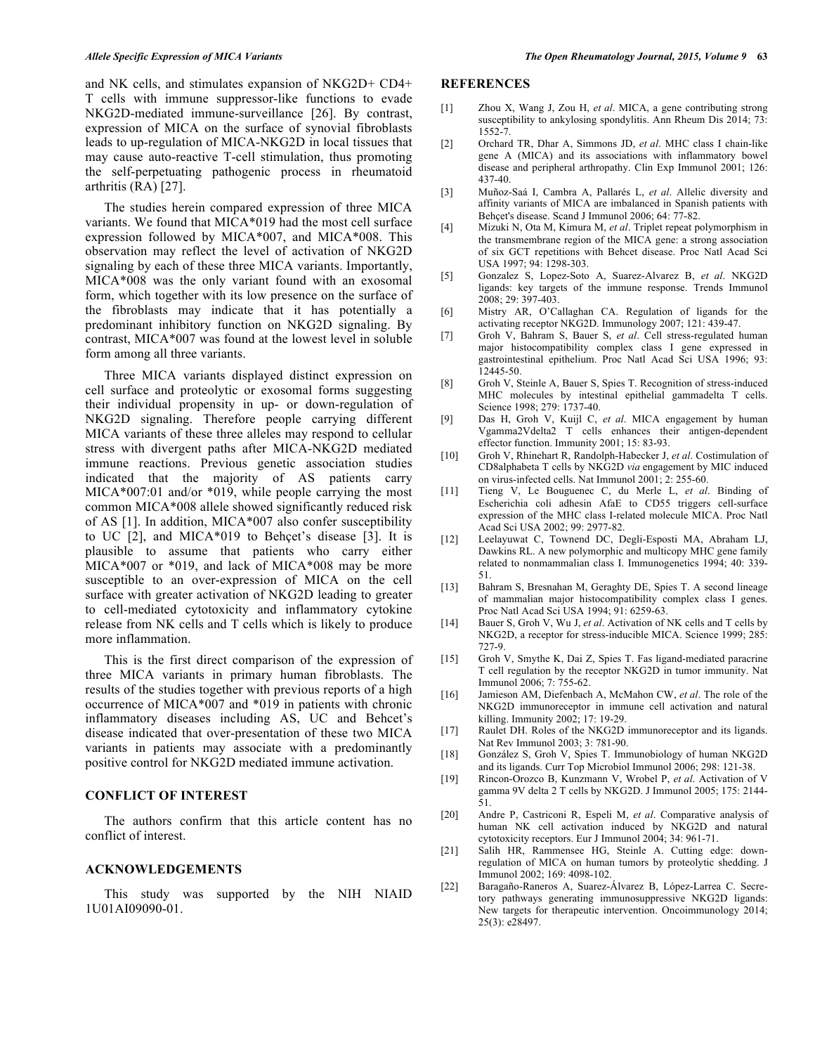and NK cells, and stimulates expansion of NKG2D+ CD4+ T cells with immune suppressor-like functions to evade NKG2D-mediated immune-surveillance [26]. By contrast, expression of MICA on the surface of synovial fibroblasts leads to up-regulation of MICA-NKG2D in local tissues that may cause auto-reactive T-cell stimulation, thus promoting the self-perpetuating pathogenic process in rheumatoid arthritis (RA) [27].

The studies herein compared expression of three MICA variants. We found that MICA*019 had the most cell surface expression followed by MICA*007, and MICA*008. This observation may reflect the level of activation of NKG2D signaling by each of these three MICA variants. Importantly, MICA*008 was the only variant found with an exosomal form, which together with its low presence on the surface of the fibroblasts may indicate that it has potentially a predominant inhibitory function on NKG2D signaling. By contrast, MICA*007 was found at the lowest level in soluble form among all three variants.

Three MICA variants displayed distinct expression on cell surface and proteolytic or exosomal forms suggesting their individual propensity in up- or down-regulation of NKG2D signaling. Therefore people carrying different MICA variants of these three alleles may respond to cellular stress with divergent paths after MICA-NKG2D mediated immune reactions. Previous genetic association studies indicated that the majority of AS patients carry MICA*007:01 and/or *019, while people carrying the most common MICA*008 allele showed significantly reduced risk of AS [1]. In addition, MICA*007 also confer susceptibility to UC [2], and MICA*019 to Behçet's disease [3]. It is plausible to assume that patients who carry either MICA*007 or *019, and lack of MICA*008 may be more susceptible to an over-expression of MICA on the cell surface with greater activation of NKG2D leading to greater to cell-mediated cytotoxicity and inflammatory cytokine release from NK cells and T cells which is likely to produce more inflammation.

This is the first direct comparison of the expression of three MICA variants in primary human fibroblasts. The results of the studies together with previous reports of a high occurrence of MICA*007 and *019 in patients with chronic inflammatory diseases including AS, UC and Behcet's disease indicated that over-presentation of these two MICA variants in patients may associate with a predominantly positive control for NKG2D mediated immune activation.

## CONFLICT OF INTEREST

The authors confirm that this article content has no conflict of interest.

## ACKNOWLEDGEMENTS

This study was supported by the NIH NIAID 1U01AI09090-01.

## REFERENCES

[1] Zhou X, Wang J, Zou H, *et al*. MICA, a gene contributing strong susceptibility to ankylosing spondylitis. Ann Rheum Dis 2014; 73: 1552-7.

[2] Orchard TR, Dhar A, Simmons JD, *et al*. MHC class I chain-like gene A (MICA) and its associations with inflammatory bowel disease and peripheral arthropathy. Clin Exp Immunol 2001; 126: 437-40.

[3] Muñoz-Saá I, Cambra A, Pallarés L, *et al*. Allelic diversity and affinity variants of MICA are imbalanced in Spanish patients with Behçet's disease. Scand J Immunol 2006; 64: 77-82.

[4] Mizuki N, Ota M, Kimura M, *et al*. Triplet repeat polymorphism in the transmembrane region of the MICA gene: a strong association of six GCT repetitions with Behcet disease. Proc Natl Acad Sci USA 1997; 94: 1298-303.

[5] Gonzalez S, Lopez-Soto A, Suarez-Alvarez B, *et al*. NKG2D ligands: key targets of the immune response. Trends Immunol 2008; 29: 397-403.

[6] Mistry AR, O'Callaghan CA. Regulation of ligands for the activating receptor NKG2D. Immunology 2007; 121: 439-47.

[7] Groh V, Bahram S, Bauer S, *et al*. Cell stress-regulated human major histocompatibility complex class I gene expressed in gastrointestinal epithelium. Proc Natl Acad Sci USA 1996; 93: 12445-50.

[8] Groh V, Steinle A, Bauer S, Spies T. Recognition of stress-induced MHC molecules by intestinal epithelial gammadelta T cells. Science 1998; 279: 1737-40.

[9] Das H, Groh V, Kuijl C, *et al*. MICA engagement by human Vgamma2Vdelta2 T cells enhances their antigen-dependent effector function. Immunity 2001; 15: 83-93.

[10] Groh V, Rhinehart R, Randolph-Habecker J, *et al*. Costimulation of CD8alphabeta T cells by NKG2D *via* engagement by MIC induced on virus-infected cells. Nat Immunol 2001; 2: 255-60.

[11] Tieng V, Le Bouguenec C, du Merle L, *et al*. Binding of Escherichia coli adhesin AfaE to CD55 triggers cell-surface expression of the MHC class I-related molecule MICA. Proc Natl Acad Sci USA 2002; 99: 2977-82.

[12] Leelayuwat C, Townend DC, Degli-Esposti MA, Abraham LJ, Dawkins RL. A new polymorphic and multicopy MHC gene family related to nonmammalian class I. Immunogenetics 1994; 40: 339-51.

[13] Bahram S, Bresnahan M, Geraghty DE, Spies T. A second lineage of mammalian major histocompatibility complex class I genes. Proc Natl Acad Sci USA 1994; 91: 6259-63.

[14] Bauer S, Groh V, Wu J, *et al*. Activation of NK cells and T cells by NKG2D, a receptor for stress-inducible MICA. Science 1999; 285: 727-9.

[15] Groh V, Smythe K, Dai Z, Spies T. Fas ligand-mediated paracrine T cell regulation by the receptor NKG2D in tumor immunity. Nat Immunol 2006; 7: 755-62.

[16] Jamieson AM, Diefenbach A, McMahon CW, *et al*. The role of the NKG2D immunoreceptor in immune cell activation and natural killing. Immunity 2002; 17: 19-29.

[17] Raulet DH. Roles of the NKG2D immunoreceptor and its ligands. Nat Rev Immunol 2003; 3: 781-90.

[18] González S, Groh V, Spies T. Immunobiology of human NKG2D and its ligands. Curr Top Microbiol Immunol 2006; 298: 121-38.

[19] Rincon-Orozco B, Kunzmann V, Wrobel P, *et al*. Activation of V gamma 9V delta 2 T cells by NKG2D. J Immunol 2005; 175: 2144-51.

[20] Andre P, Castriconi R, Espeli M, *et al*. Comparative analysis of human NK cell activation induced by NKG2D and natural cytotoxicity receptors. Eur J Immunol 2004; 34: 961-71.

[21] Salih HR, Rammensee HG, Steinle A. Cutting edge: down-regulation of MICA on human tumors by proteolytic shedding. J Immunol 2002; 169: 4098-102.

[22] Baragaño-Raneros A, Suarez-Álvarez B, López-Larrea C. Secretory pathways generating immunosuppressive NKG2D ligands: New targets for therapeutic intervention. Oncoimmunology 2014; 25(3): e28497.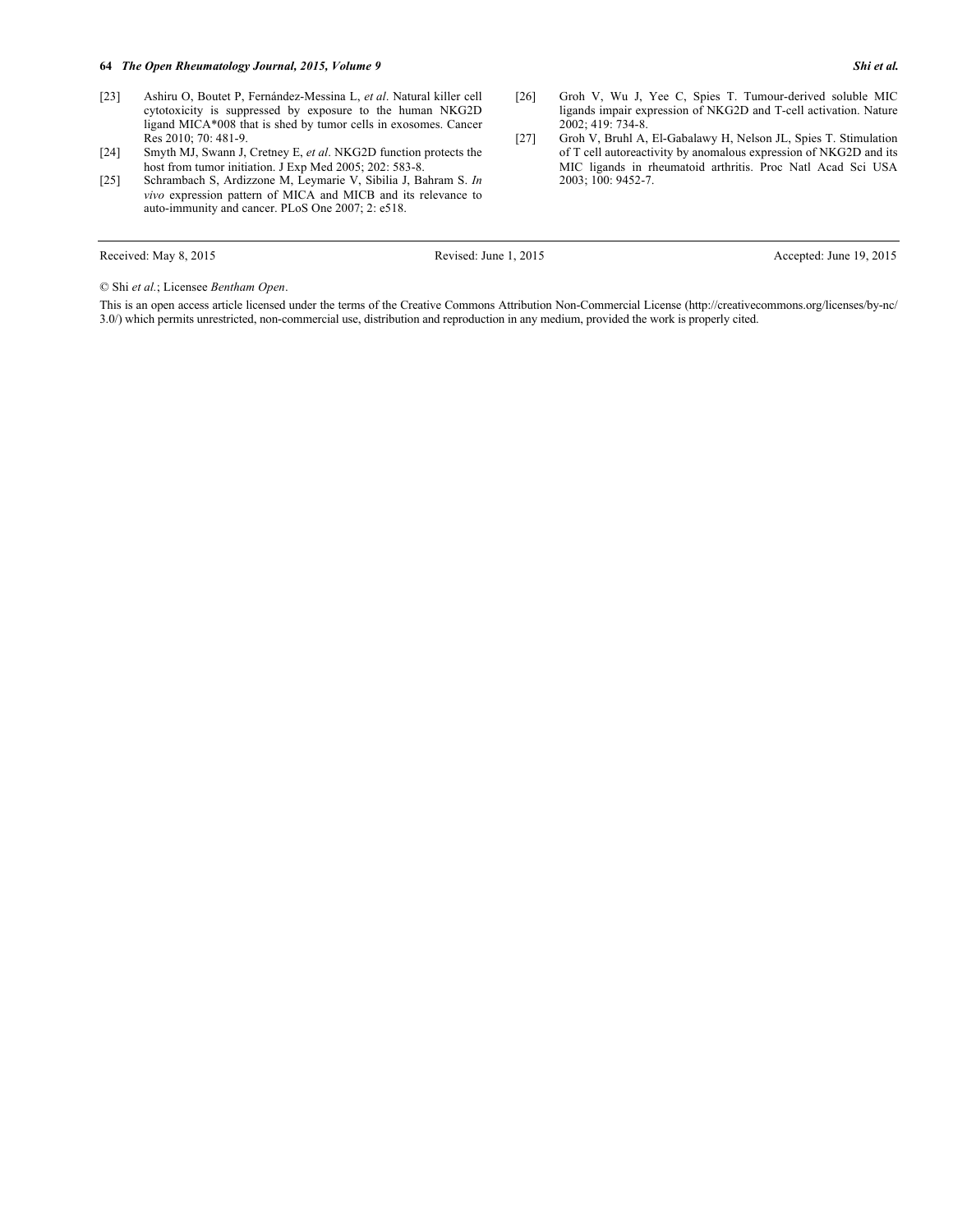[23] Ashiru O, Boutet P, Fernández-Messina L, *et al*. Natural killer cell cytotoxicity is suppressed by exposure to the human NKG2D ligand MICA*008 that is shed by tumor cells in exosomes. Cancer Res 2010; 70: 481-9.

[24] Smyth MJ, Swann J, Cretney E, *et al*. NKG2D function protects the host from tumor initiation. J Exp Med 2005; 202: 583-8.

[25] Schrambach S, Ardizzone M, Leymarie V, Sibilia J, Bahram S. *In vivo* expression pattern of MICA and MICB and its relevance to auto-immunity and cancer. PLoS One 2007; 2: e518.

[26] Groh V, Wu J, Yee C, Spies T. Tumour-derived soluble MIC ligands impair expression of NKG2D and T-cell activation. Nature 2002; 419: 734-8.

[27] Groh V, Bruhl A, El-Gabalawy H, Nelson JL, Spies T. Stimulation of T cell autoreactivity by anomalous expression of NKG2D and its MIC ligands in rheumatoid arthritis. Proc Natl Acad Sci USA 2003; 100: 9452-7.

---

Received: May 8, 2015 Revised: June 1, 2015 Accepted: June 19, 2015

© Shi *et al.*; Licensee *Bentham Open*.

This is an open access article licensed under the terms of the Creative Commons Attribution Non-Commercial License (http://creativecommons.org/licenses/by-nc/3.0/) which permits unrestricted, non-commercial use, distribution and reproduction in any medium, provided the work is properly cited.